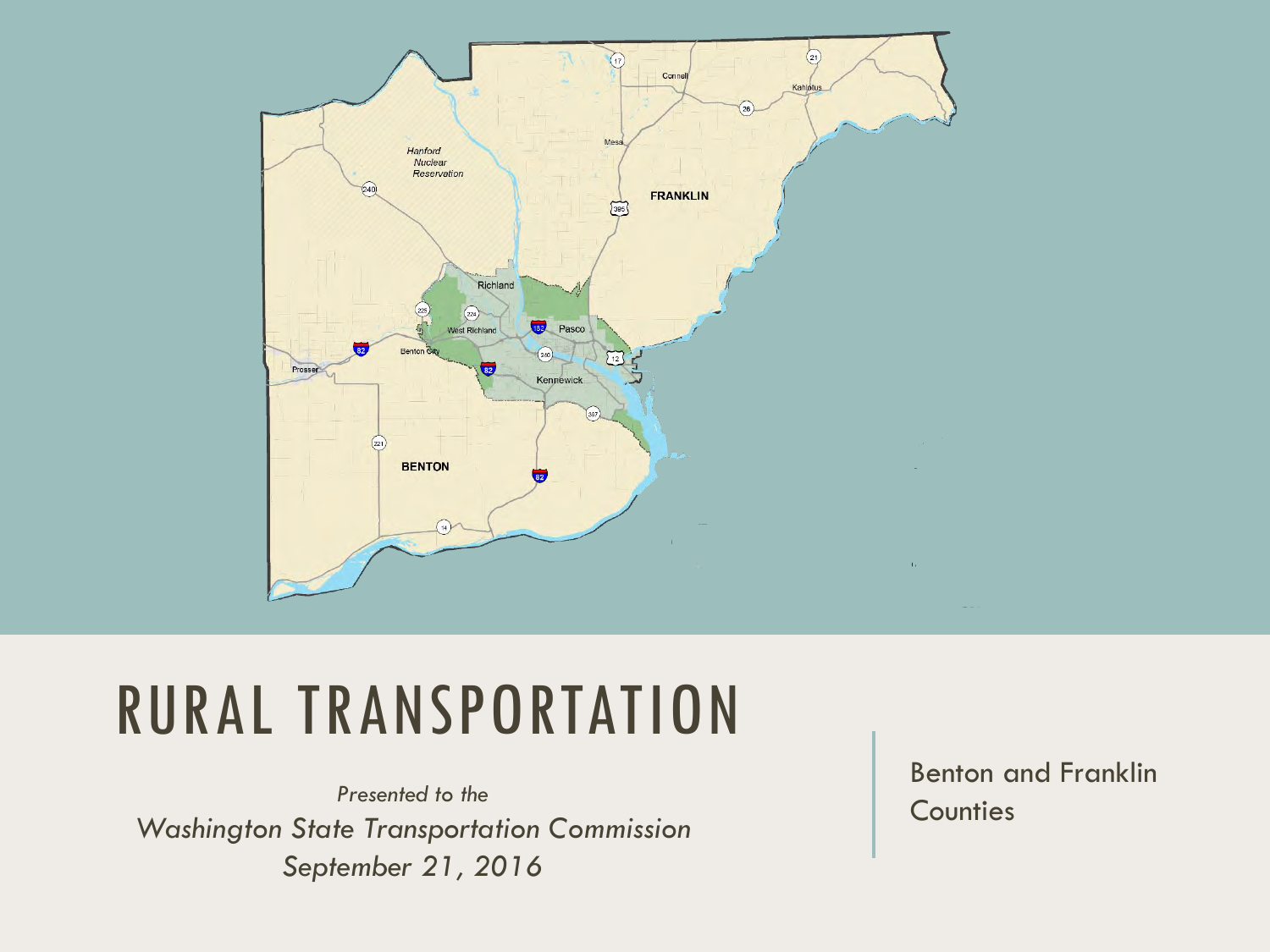# RURAL TRANSPORTATION

*Presented to the*
*Washington State Transportation Commission*
*September 21, 2016*

Benton and Franklin Counties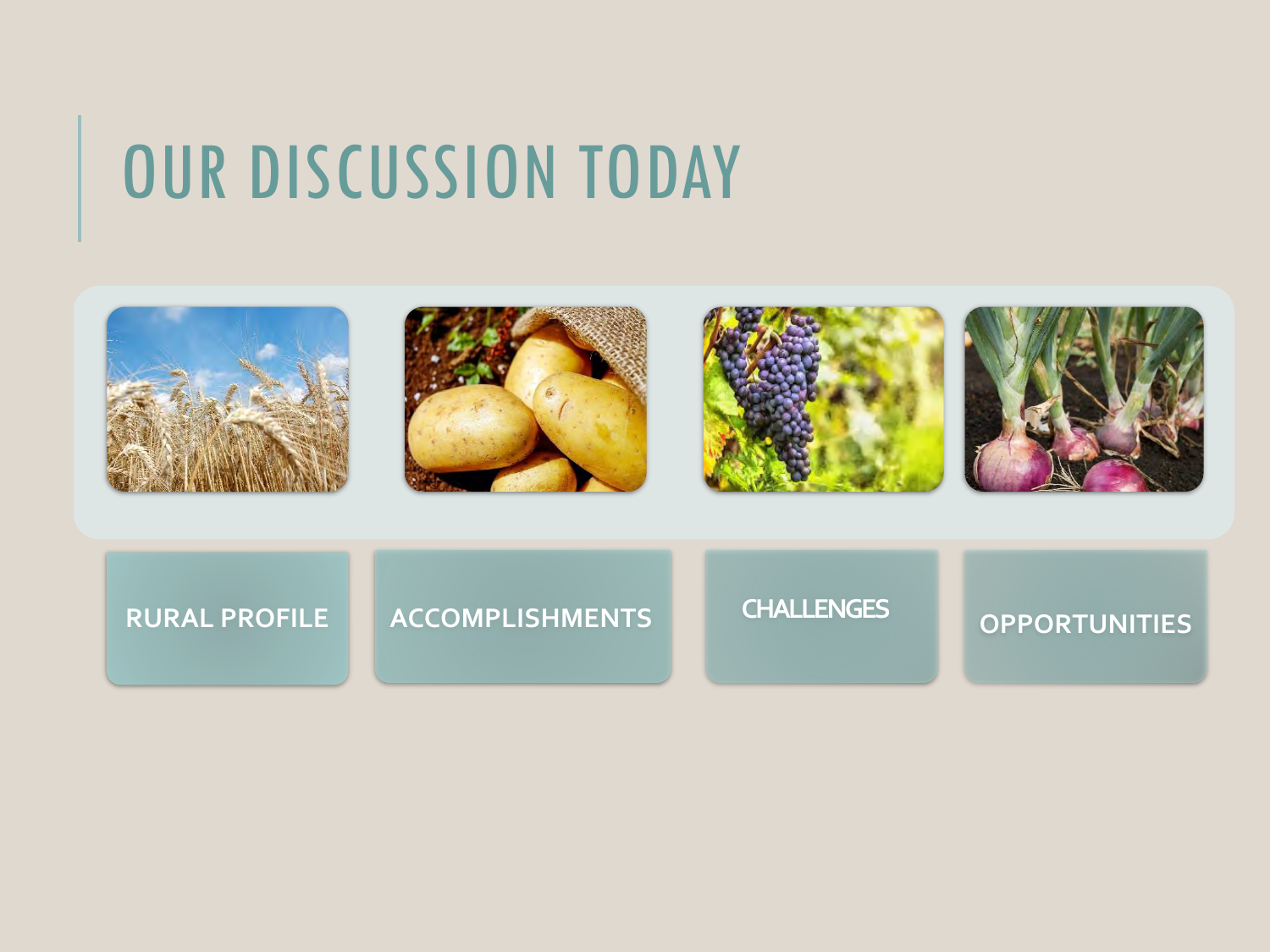# OUR DISCUSSION TODAY

- RURAL PROFILE
- ACCOMPLISHMENTS
- CHALLENGES
- OPPORTUNITIES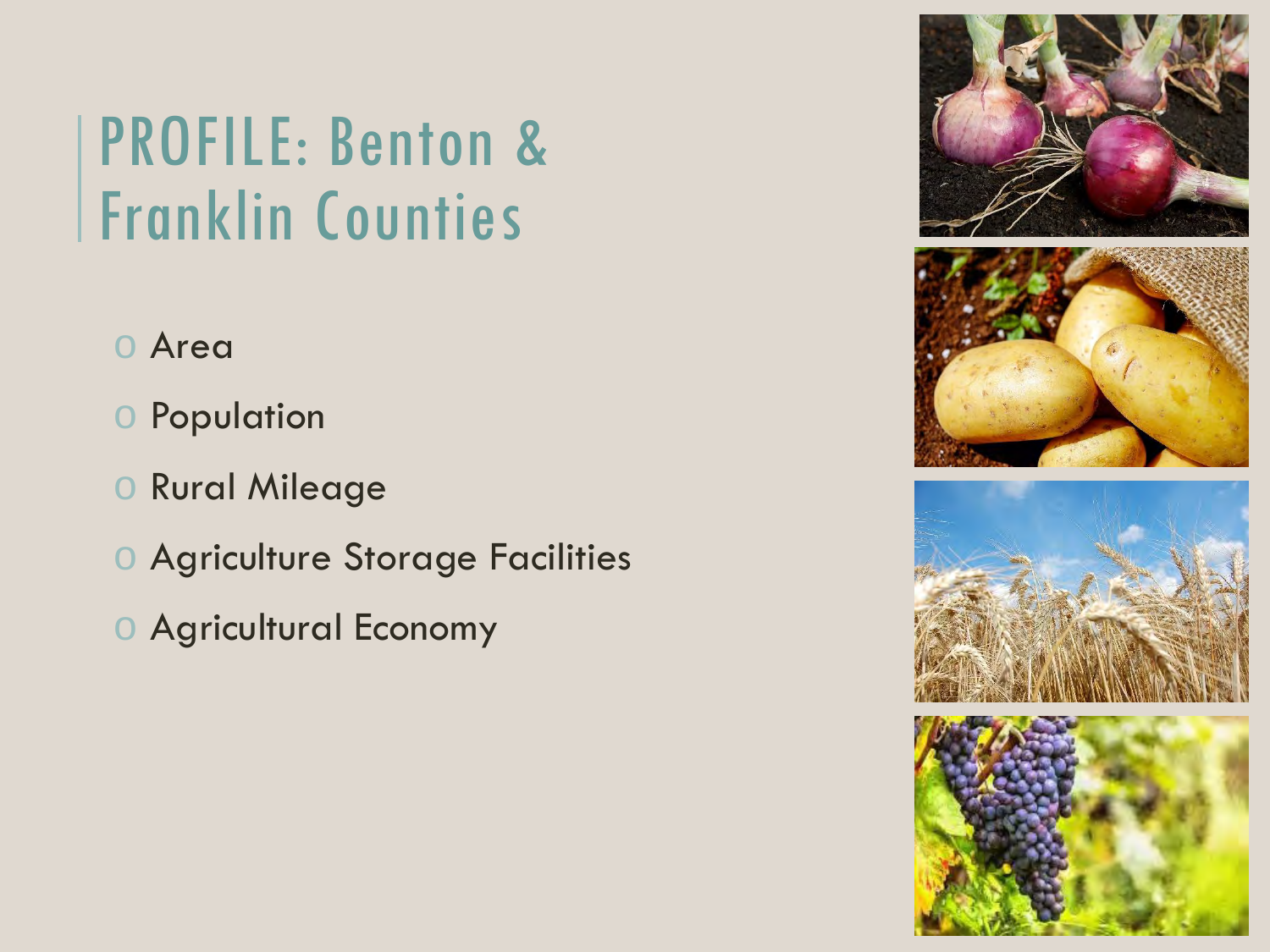# PROFILE: Benton & Franklin Counties

- Area
- Population
- Rural Mileage
- Agriculture Storage Facilities
- Agricultural Economy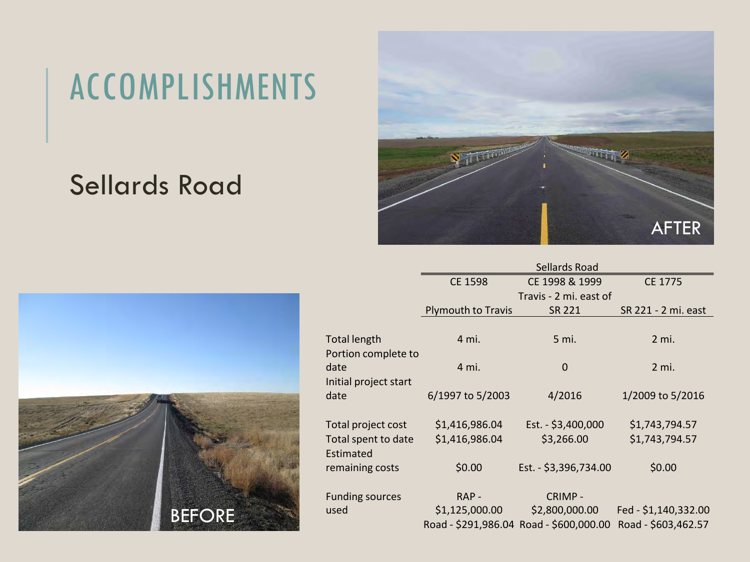# ACCOMPLISHMENTS

## Sellards Road

| | Sellards Road | | |
|---|---|---|---|
| | CE 1598 | CE 1998 & 1999 | CE 1775 |
| | Plymouth to Travis | Travis - 2 mi. east of SR 221 | SR 221 - 2 mi. east |
| Total length | 4 mi. | 5 mi. | 2 mi. |
| Portion complete to date | 4 mi. | 0 | 2 mi. |
| Initial project start date | 6/1997 to 5/2003 | 4/2016 | 1/2009 to 5/2016 |
| Total project cost | $1,416,986.04 | Est. - $3,400,000 | $1,743,794.57 |
| Total spent to date | $1,416,986.04 | $3,266.00 | $1,743,794.57 |
| Estimated remaining costs | $0.00 | Est. - $3,396,734.00 | $0.00 |
| Funding sources used | RAP - $1,125,000.00<br>Road - $291,986.04 | CRIMP - $2,800,000.00<br>Road - $600,000.00 | Fed - $1,140,332.00<br>Road - $603,462.57 |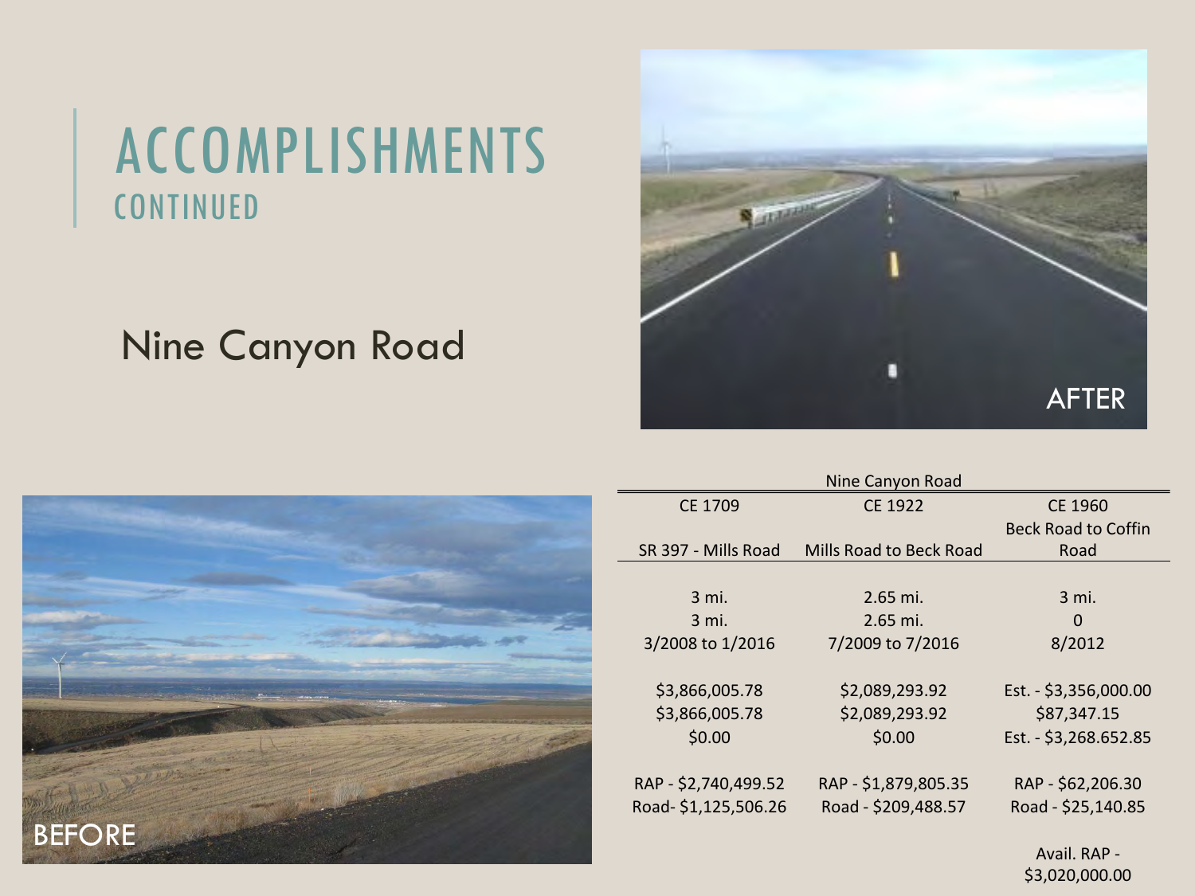# ACCOMPLISHMENTS
## CONTINUED

## Nine Canyon Road

AFTER

BEFORE

| Nine Canyon Road | | |
|---|---|---|
| CE 1709 | CE 1922 | CE 1960 |
| SR 397 - Mills Road | Mills Road to Beck Road | Beck Road to Coffin Road |
| 3 mi. | 2.65 mi. | 3 mi. |
| 3 mi. | 2.65 mi. | 0 |
| 3/2008 to 1/2016 | 7/2009 to 7/2016 | 8/2012 |
| $3,866,005.78 | $2,089,293.92 | Est. - $3,356,000.00 |
| $3,866,005.78 | $2,089,293.92 | $87,347.15 |
| $0.00 | $0.00 | Est. - $3,268.652.85 |
| RAP - $2,740,499.52 | RAP - $1,879,805.35 | RAP - $62,206.30 |
| Road- $1,125,506.26 | Road - $209,488.57 | Road - $25,140.85 |
| | | Avail. RAP - $3,020,000.00 |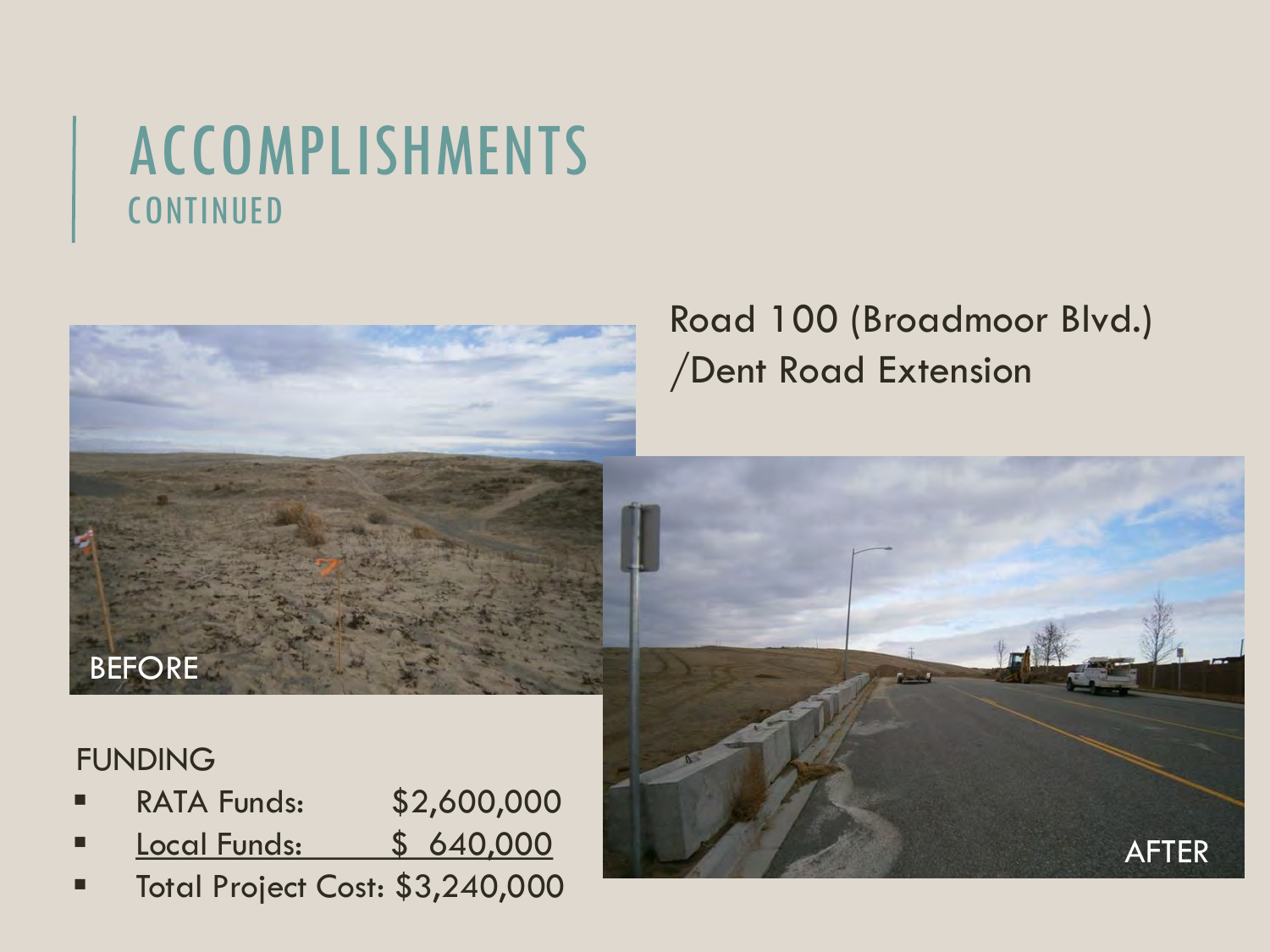# ACCOMPLISHMENTS
## CONTINUED

Road 100 (Broadmoor Blvd.) /Dent Road Extension

BEFORE

AFTER

FUNDING

- RATA Funds: $2,600,000
- Local Funds: $ 640,000
- Total Project Cost: $3,240,000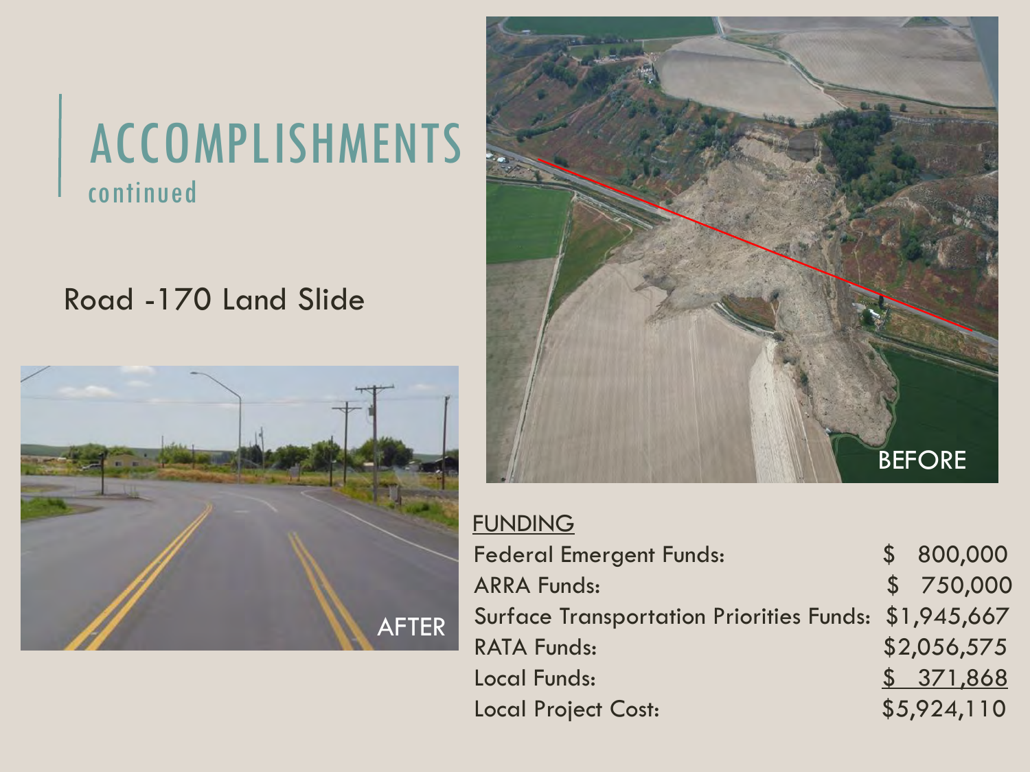# ACCOMPLISHMENTS

## continued

Road -170 Land Slide

AFTER

BEFORE

FUNDING

| | |
|---|---|
| Federal Emergent Funds: | $ 800,000 |
| ARRA Funds: | $ 750,000 |
| Surface Transportation Priorities Funds: | $1,945,667 |
| RATA Funds: | $2,056,575 |
| Local Funds: | $ 371,868 |
| Local Project Cost: | $5,924,110 |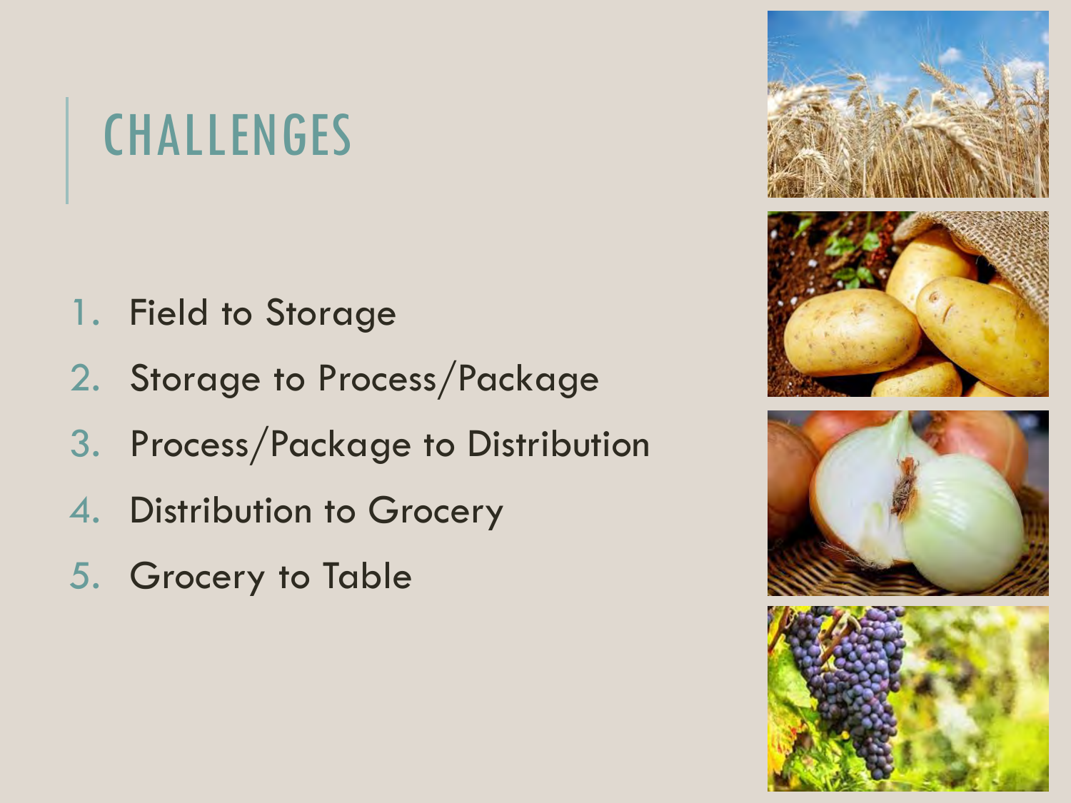# CHALLENGES

1. Field to Storage
2. Storage to Process/Package
3. Process/Package to Distribution
4. Distribution to Grocery
5. Grocery to Table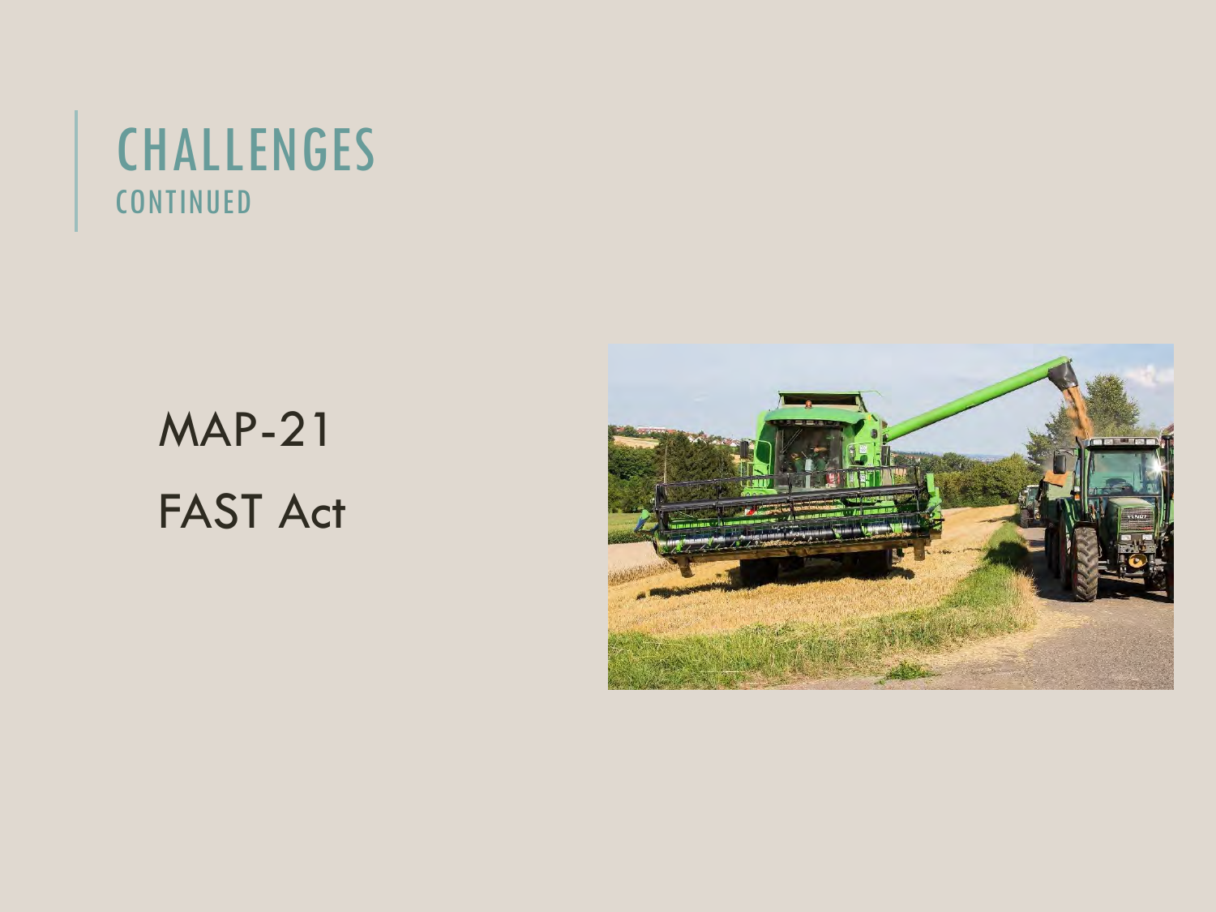# CHALLENGES

## CONTINUED

MAP-21

FAST Act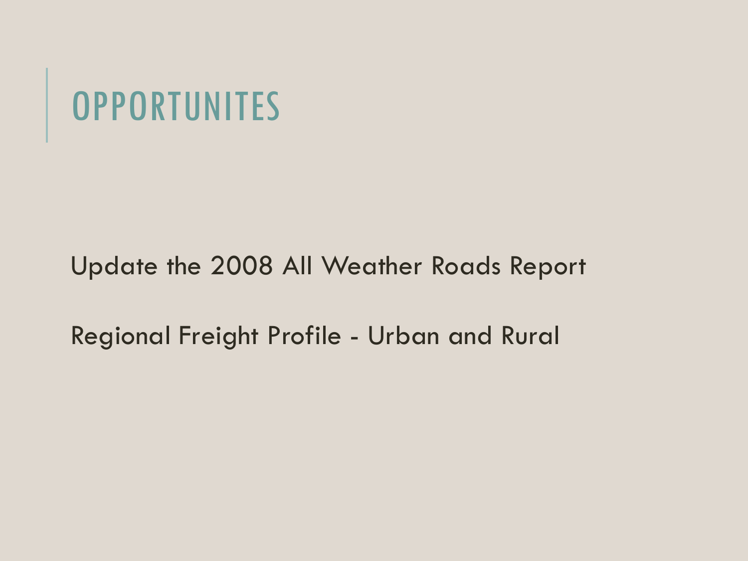# OPPORTUNITES

Update the 2008 All Weather Roads Report

Regional Freight Profile - Urban and Rural